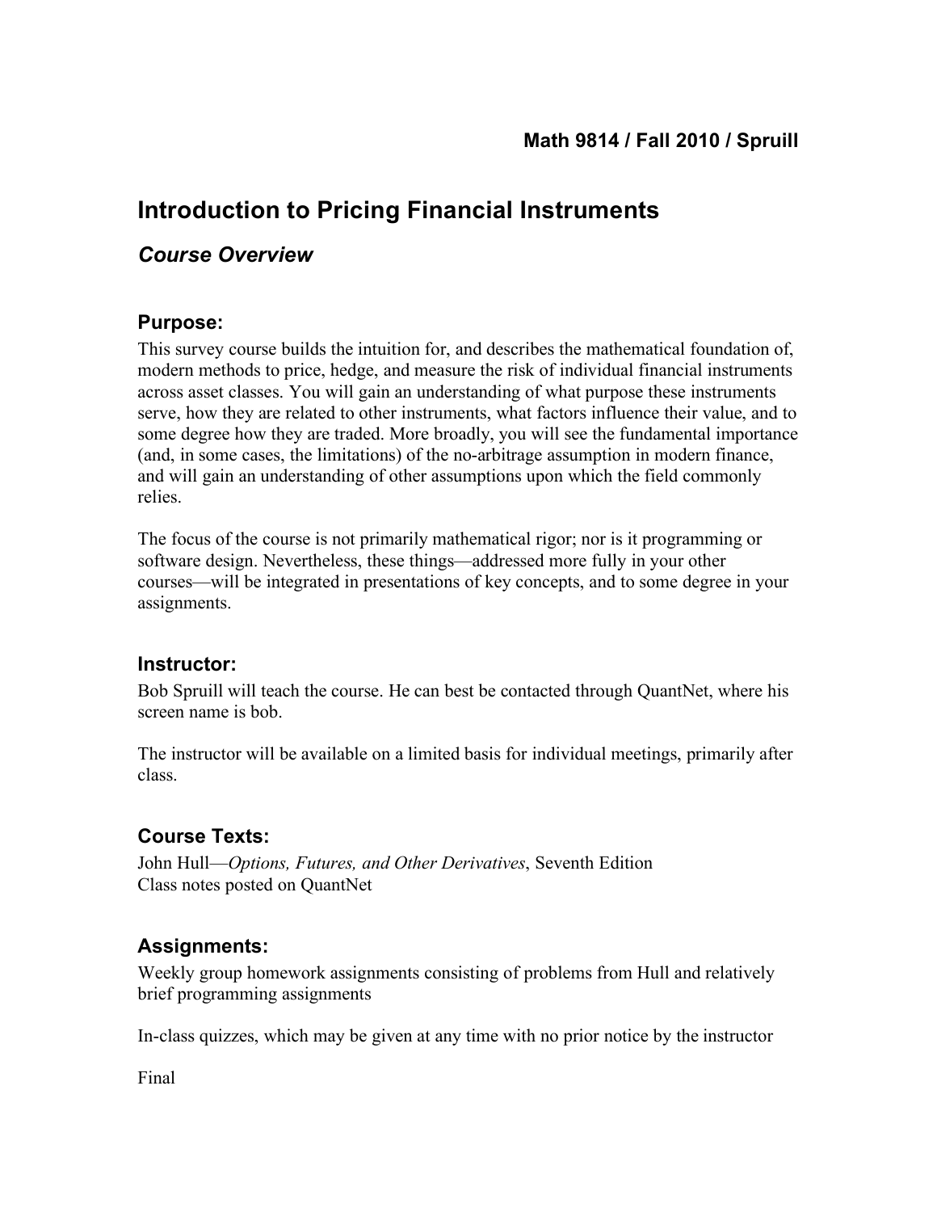**Math 9814 / Fall 2010 / Spruill**

# Introduction to Pricing Financial Instruments

## *Course Overview*

### Purpose:

This survey course builds the intuition for, and describes the mathematical foundation of, modern methods to price, hedge, and measure the risk of individual financial instruments across asset classes. You will gain an understanding of what purpose these instruments serve, how they are related to other instruments, what factors influence their value, and to some degree how they are traded. More broadly, you will see the fundamental importance (and, in some cases, the limitations) of the no-arbitrage assumption in modern finance, and will gain an understanding of other assumptions upon which the field commonly relies.

The focus of the course is not primarily mathematical rigor; nor is it programming or software design. Nevertheless, these things—addressed more fully in your other courses—will be integrated in presentations of key concepts, and to some degree in your assignments.

### Instructor:

Bob Spruill will teach the course. He can best be contacted through QuantNet, where his screen name is bob.

The instructor will be available on a limited basis for individual meetings, primarily after class.

### Course Texts:

John Hull—*Options, Futures, and Other Derivatives*, Seventh Edition
Class notes posted on QuantNet

### Assignments:

Weekly group homework assignments consisting of problems from Hull and relatively brief programming assignments

In-class quizzes, which may be given at any time with no prior notice by the instructor

Final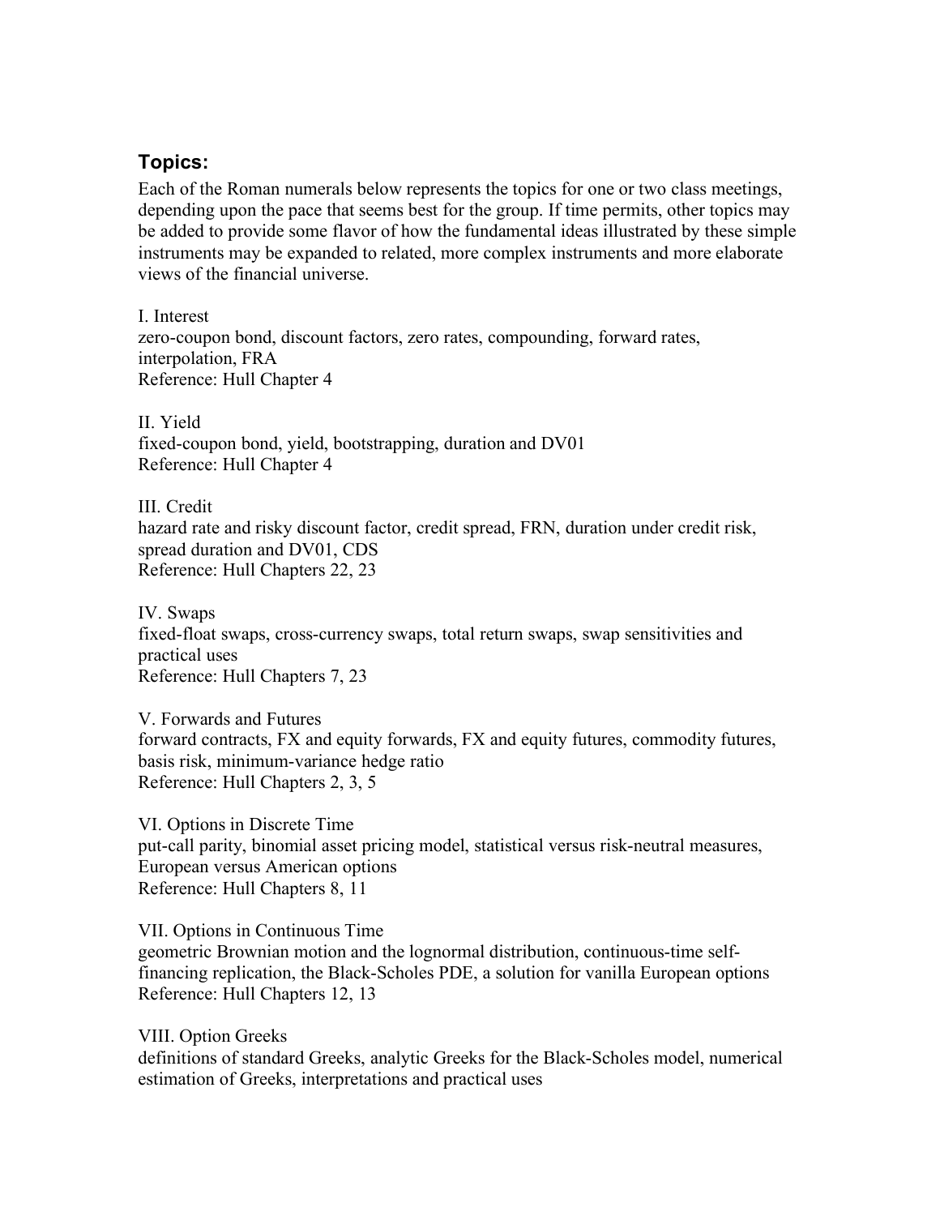## Topics:

Each of the Roman numerals below represents the topics for one or two class meetings, depending upon the pace that seems best for the group. If time permits, other topics may be added to provide some flavor of how the fundamental ideas illustrated by these simple instruments may be expanded to related, more complex instruments and more elaborate views of the financial universe.

I. Interest
zero-coupon bond, discount factors, zero rates, compounding, forward rates, interpolation, FRA
Reference: Hull Chapter 4

II. Yield
fixed-coupon bond, yield, bootstrapping, duration and DV01
Reference: Hull Chapter 4

III. Credit
hazard rate and risky discount factor, credit spread, FRN, duration under credit risk, spread duration and DV01, CDS
Reference: Hull Chapters 22, 23

IV. Swaps
fixed-float swaps, cross-currency swaps, total return swaps, swap sensitivities and practical uses
Reference: Hull Chapters 7, 23

V. Forwards and Futures
forward contracts, FX and equity forwards, FX and equity futures, commodity futures, basis risk, minimum-variance hedge ratio
Reference: Hull Chapters 2, 3, 5

VI. Options in Discrete Time
put-call parity, binomial asset pricing model, statistical versus risk-neutral measures, European versus American options
Reference: Hull Chapters 8, 11

VII. Options in Continuous Time
geometric Brownian motion and the lognormal distribution, continuous-time self-financing replication, the Black-Scholes PDE, a solution for vanilla European options
Reference: Hull Chapters 12, 13

VIII. Option Greeks
definitions of standard Greeks, analytic Greeks for the Black-Scholes model, numerical estimation of Greeks, interpretations and practical uses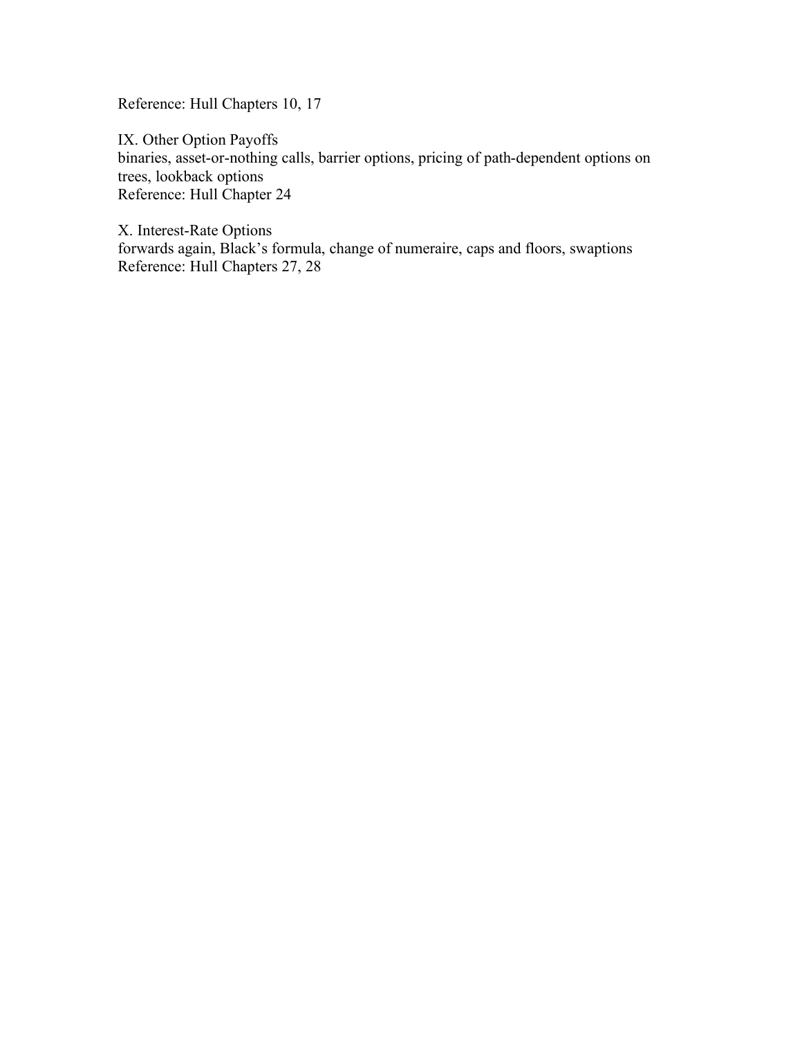Reference: Hull Chapters 10, 17

IX. Other Option Payoffs
binaries, asset-or-nothing calls, barrier options, pricing of path-dependent options on trees, lookback options
Reference: Hull Chapter 24

X. Interest-Rate Options
forwards again, Black's formula, change of numeraire, caps and floors, swaptions
Reference: Hull Chapters 27, 28